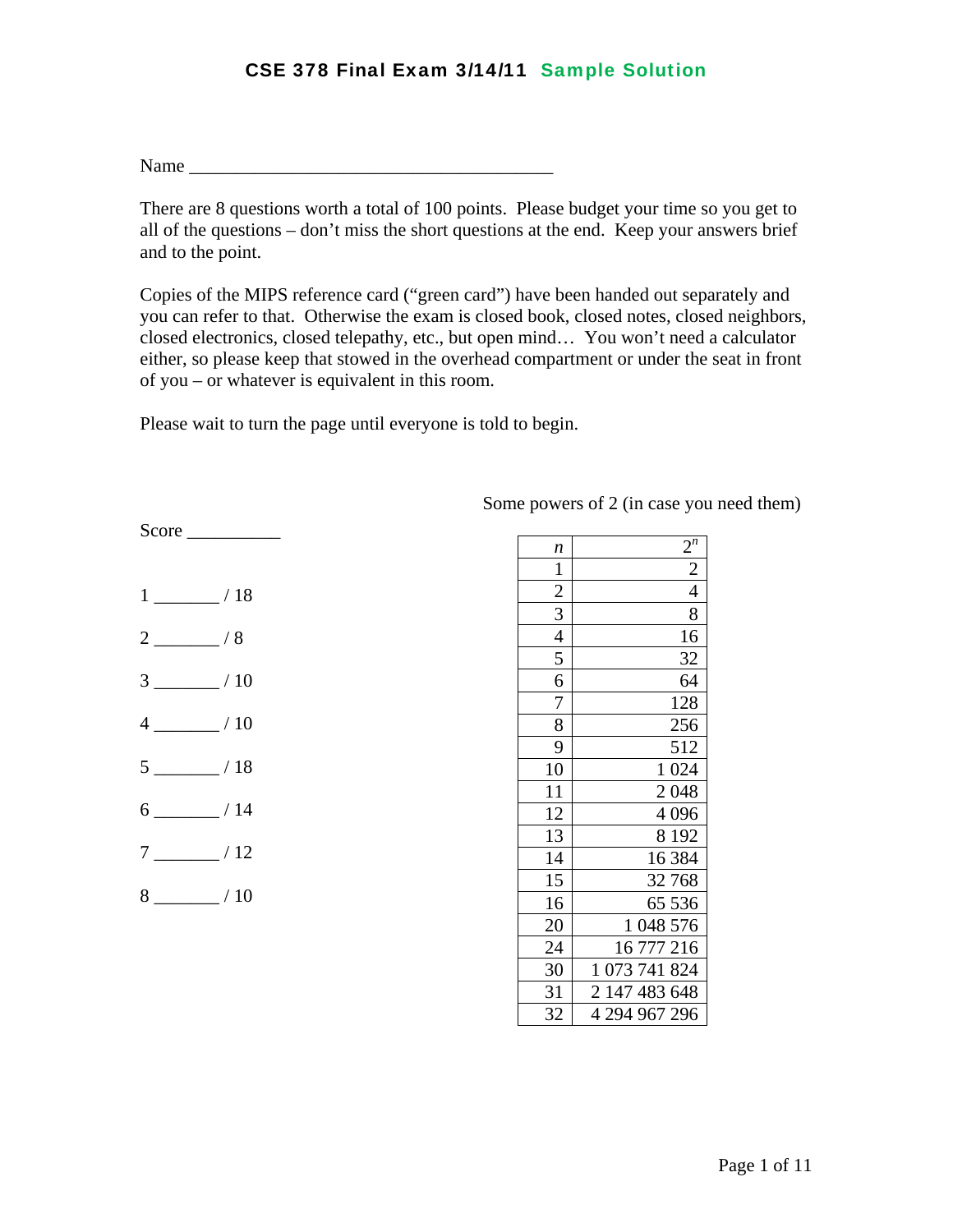# CSE 378 Final Exam 3/14/11 Sample Solution

Name ________________________________________

There are 8 questions worth a total of 100 points. Please budget your time so you get to all of the questions – don't miss the short questions at the end. Keep your answers brief and to the point.

Copies of the MIPS reference card ("green card") have been handed out separately and you can refer to that. Otherwise the exam is closed book, closed notes, closed neighbors, closed electronics, closed telepathy, etc., but open mind… You won't need a calculator either, so please keep that stowed in the overhead compartment or under the seat in front of you – or whatever is equivalent in this room.

Please wait to turn the page until everyone is told to begin.

Score __________

1 _______ / 18

2 _______ / 8

3 _______ / 10

4 _______ / 10

5 _______ / 18

6 _______ / 14

7 _______ / 12

8 _______ / 10

Some powers of 2 (in case you need them)

| $n$ | $2^n$ |
|---|---|
| 1 | 2 |
| 2 | 4 |
| 3 | 8 |
| 4 | 16 |
| 5 | 32 |
| 6 | 64 |
| 7 | 128 |
| 8 | 256 |
| 9 | 512 |
| 10 | 1 024 |
| 11 | 2 048 |
| 12 | 4 096 |
| 13 | 8 192 |
| 14 | 16 384 |
| 15 | 32 768 |
| 16 | 65 536 |
| 20 | 1 048 576 |
| 24 | 16 777 216 |
| 30 | 1 073 741 824 |
| 31 | 2 147 483 648 |
| 32 | 4 294 967 296 |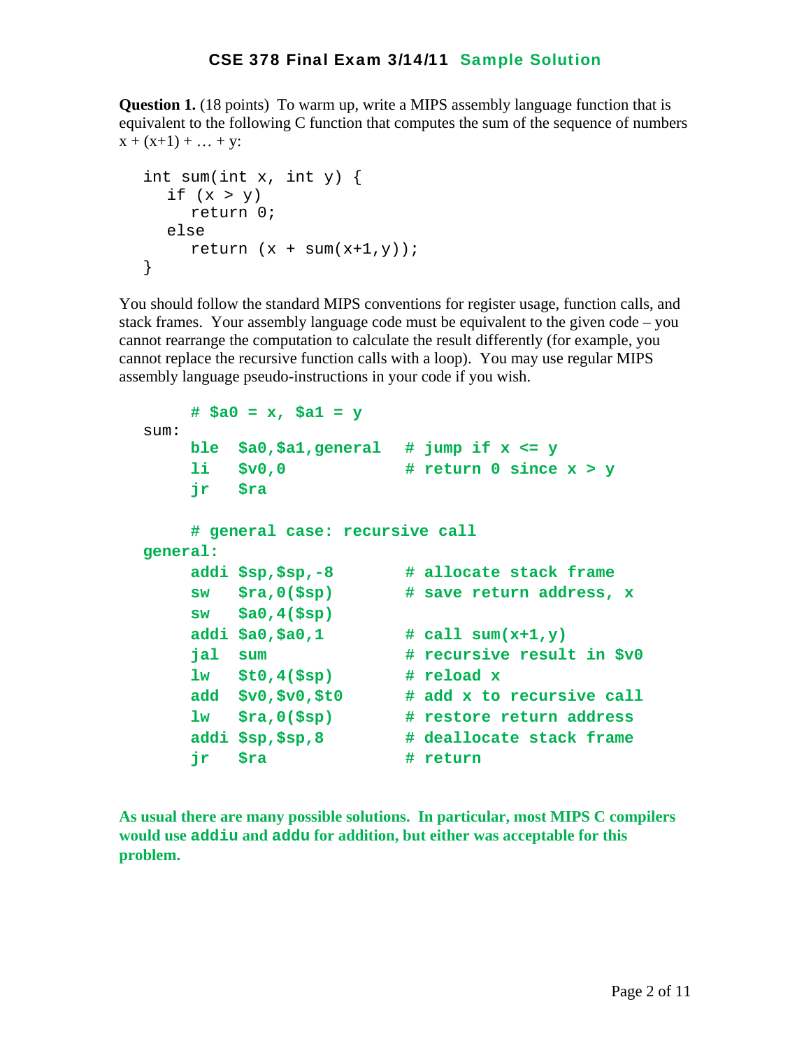# CSE 378 Final Exam 3/14/11 Sample Solution

**Question 1.** (18 points) To warm up, write a MIPS assembly language function that is equivalent to the following C function that computes the sum of the sequence of numbers x + (x+1) + … + y:

```
int sum(int x, int y) {
   if (x > y)
      return 0;
   else
      return (x + sum(x+1,y));
}
```

You should follow the standard MIPS conventions for register usage, function calls, and stack frames. Your assembly language code must be equivalent to the given code – you cannot rearrange the computation to calculate the result differently (for example, you cannot replace the recursive function calls with a loop). You may use regular MIPS assembly language pseudo-instructions in your code if you wish.

```
     # $a0 = x, $a1 = y
sum:
     ble  $a0,$a1,general   # jump if x <= y
     li   $v0,0             # return 0 since x > y
     jr   $ra

     # general case: recursive call
general:
     addi $sp,$sp,-8        # allocate stack frame
     sw   $ra,0($sp)        # save return address, x
     sw   $a0,4($sp)
     addi $a0,$a0,1         # call sum(x+1,y)
     jal  sum               # recursive result in $v0
     lw   $t0,4($sp)        # reload x
     add  $v0,$v0,$t0       # add x to recursive call
     lw   $ra,0($sp)        # restore return address
     addi $sp,$sp,8         # deallocate stack frame
     jr   $ra               # return
```

**As usual there are many possible solutions. In particular, most MIPS C compilers would use `addiu` and `addu` for addition, but either was acceptable for this problem.**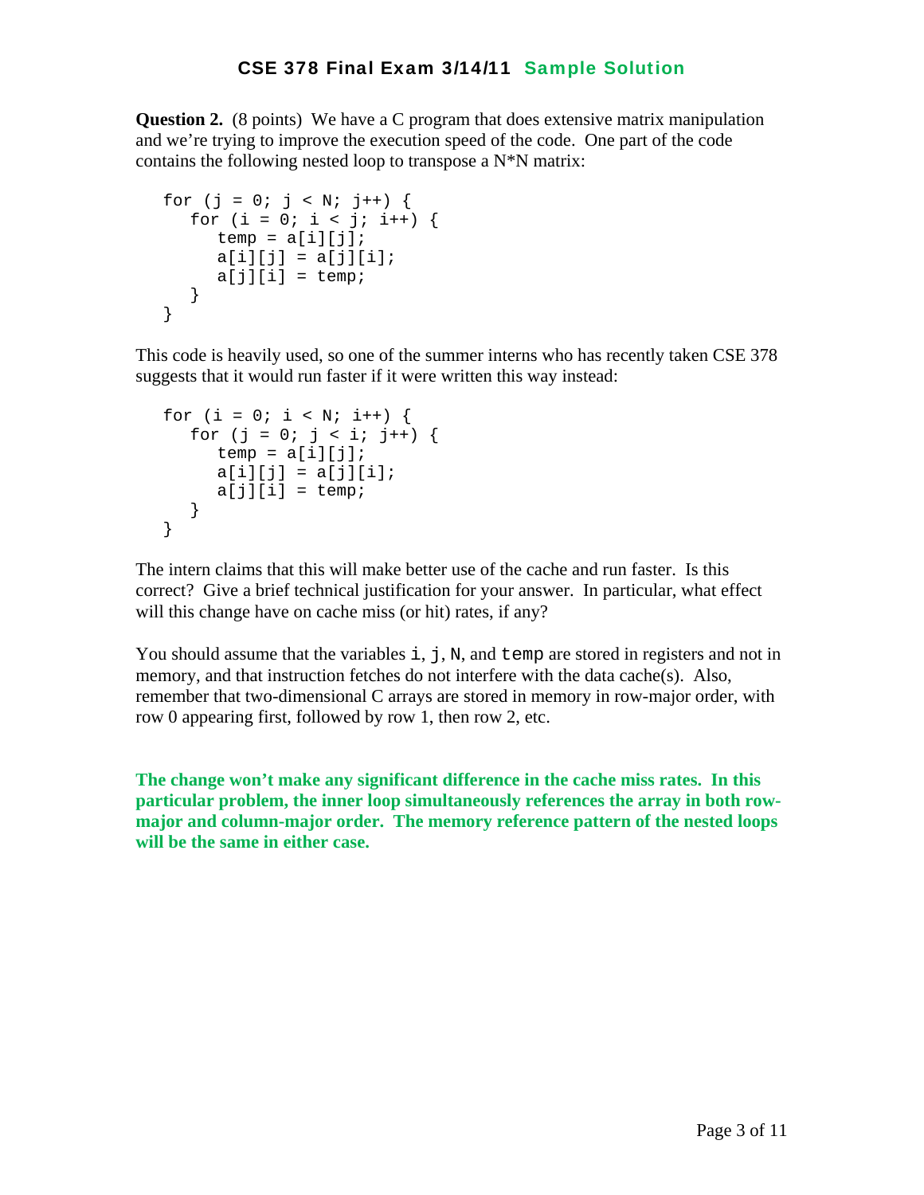# CSE 378 Final Exam 3/14/11 Sample Solution

**Question 2.** (8 points) We have a C program that does extensive matrix manipulation and we're trying to improve the execution speed of the code. One part of the code contains the following nested loop to transpose a N*N matrix:

```
for (j = 0; j < N; j++) {
   for (i = 0; i < j; i++) {
      temp = a[i][j];
      a[i][j] = a[j][i];
      a[j][i] = temp;
   }
}
```

This code is heavily used, so one of the summer interns who has recently taken CSE 378 suggests that it would run faster if it were written this way instead:

```
for (i = 0; i < N; i++) {
   for (j = 0; j < i; j++) {
      temp = a[i][j];
      a[i][j] = a[j][i];
      a[j][i] = temp;
   }
}
```

The intern claims that this will make better use of the cache and run faster. Is this correct? Give a brief technical justification for your answer. In particular, what effect will this change have on cache miss (or hit) rates, if any?

You should assume that the variables `i`, `j`, `N`, and `temp` are stored in registers and not in memory, and that instruction fetches do not interfere with the data cache(s). Also, remember that two-dimensional C arrays are stored in memory in row-major order, with row 0 appearing first, followed by row 1, then row 2, etc.

**The change won't make any significant difference in the cache miss rates. In this particular problem, the inner loop simultaneously references the array in both row-major and column-major order. The memory reference pattern of the nested loops will be the same in either case.**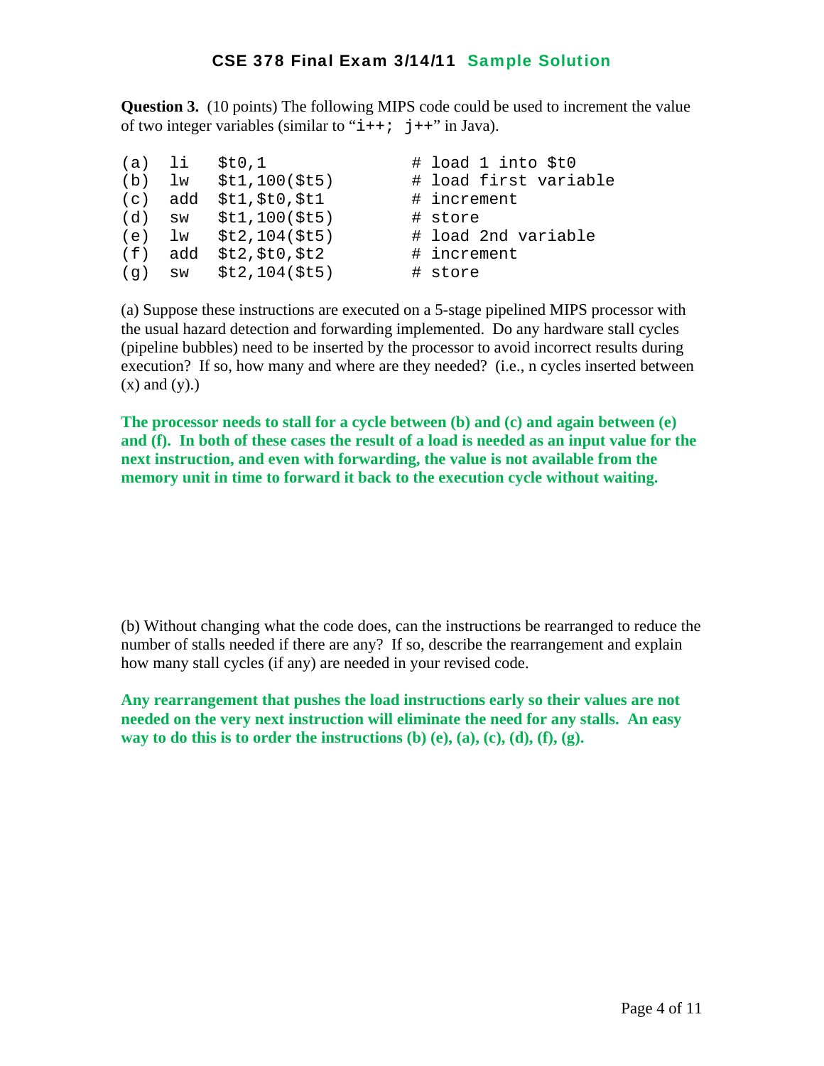# CSE 378 Final Exam 3/14/11 Sample Solution

**Question 3.** (10 points) The following MIPS code could be used to increment the value of two integer variables (similar to "`i++; j++`" in Java).

```
(a)  li   $t0,1             # load 1 into $t0
(b)  lw   $t1,100($t5)      # load first variable
(c)  add  $t1,$t0,$t1       # increment
(d)  sw   $t1,100($t5)      # store
(e)  lw   $t2,104($t5)      # load 2nd variable
(f)  add  $t2,$t0,$t2       # increment
(g)  sw   $t2,104($t5)      # store
```

(a) Suppose these instructions are executed on a 5-stage pipelined MIPS processor with the usual hazard detection and forwarding implemented. Do any hardware stall cycles (pipeline bubbles) need to be inserted by the processor to avoid incorrect results during execution? If so, how many and where are they needed? (i.e., n cycles inserted between (x) and (y).)

**The processor needs to stall for a cycle between (b) and (c) and again between (e) and (f). In both of these cases the result of a load is needed as an input value for the next instruction, and even with forwarding, the value is not available from the memory unit in time to forward it back to the execution cycle without waiting.**

(b) Without changing what the code does, can the instructions be rearranged to reduce the number of stalls needed if there are any? If so, describe the rearrangement and explain how many stall cycles (if any) are needed in your revised code.

**Any rearrangement that pushes the load instructions early so their values are not needed on the very next instruction will eliminate the need for any stalls. An easy way to do this is to order the instructions (b) (e), (a), (c), (d), (f), (g).**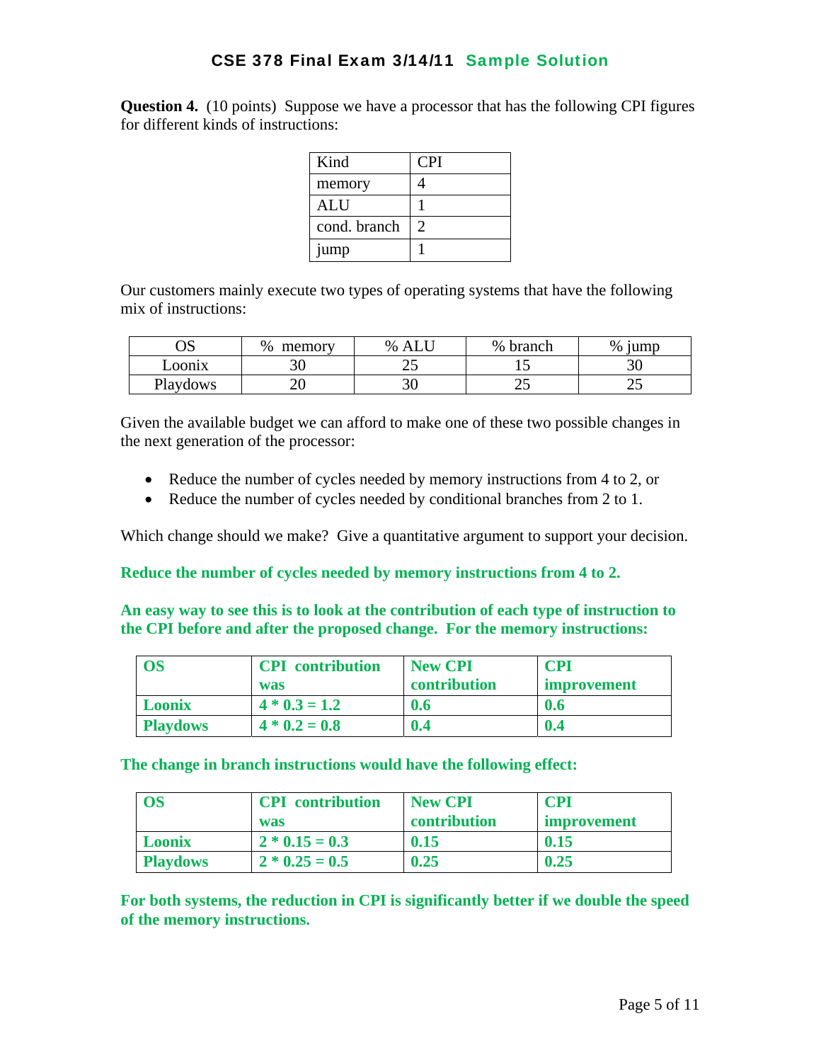# CSE 378 Final Exam 3/14/11 Sample Solution

**Question 4.** (10 points) Suppose we have a processor that has the following CPI figures for different kinds of instructions:

| Kind | CPI |
|---|---|
| memory | 4 |
| ALU | 1 |
| cond. branch | 2 |
| jump | 1 |

Our customers mainly execute two types of operating systems that have the following mix of instructions:

| OS | % memory | % ALU | % branch | % jump |
|---|---|---|---|---|
| Loonix | 30 | 25 | 15 | 30 |
| Playdows | 20 | 30 | 25 | 25 |

Given the available budget we can afford to make one of these two possible changes in the next generation of the processor:

- Reduce the number of cycles needed by memory instructions from 4 to 2, or
- Reduce the number of cycles needed by conditional branches from 2 to 1.

Which change should we make? Give a quantitative argument to support your decision.

**Reduce the number of cycles needed by memory instructions from 4 to 2.**

**An easy way to see this is to look at the contribution of each type of instruction to the CPI before and after the proposed change. For the memory instructions:**

| OS | CPI contribution was | New CPI contribution | CPI improvement |
|---|---|---|---|
| **Loonix** | **4 * 0.3 = 1.2** | **0.6** | **0.6** |
| **Playdows** | **4 * 0.2 = 0.8** | **0.4** | **0.4** |

**The change in branch instructions would have the following effect:**

| OS | CPI contribution was | New CPI contribution | CPI improvement |
|---|---|---|---|
| **Loonix** | **2 * 0.15 = 0.3** | **0.15** | **0.15** |
| **Playdows** | **2 * 0.25 = 0.5** | **0.25** | **0.25** |

**For both systems, the reduction in CPI is significantly better if we double the speed of the memory instructions.**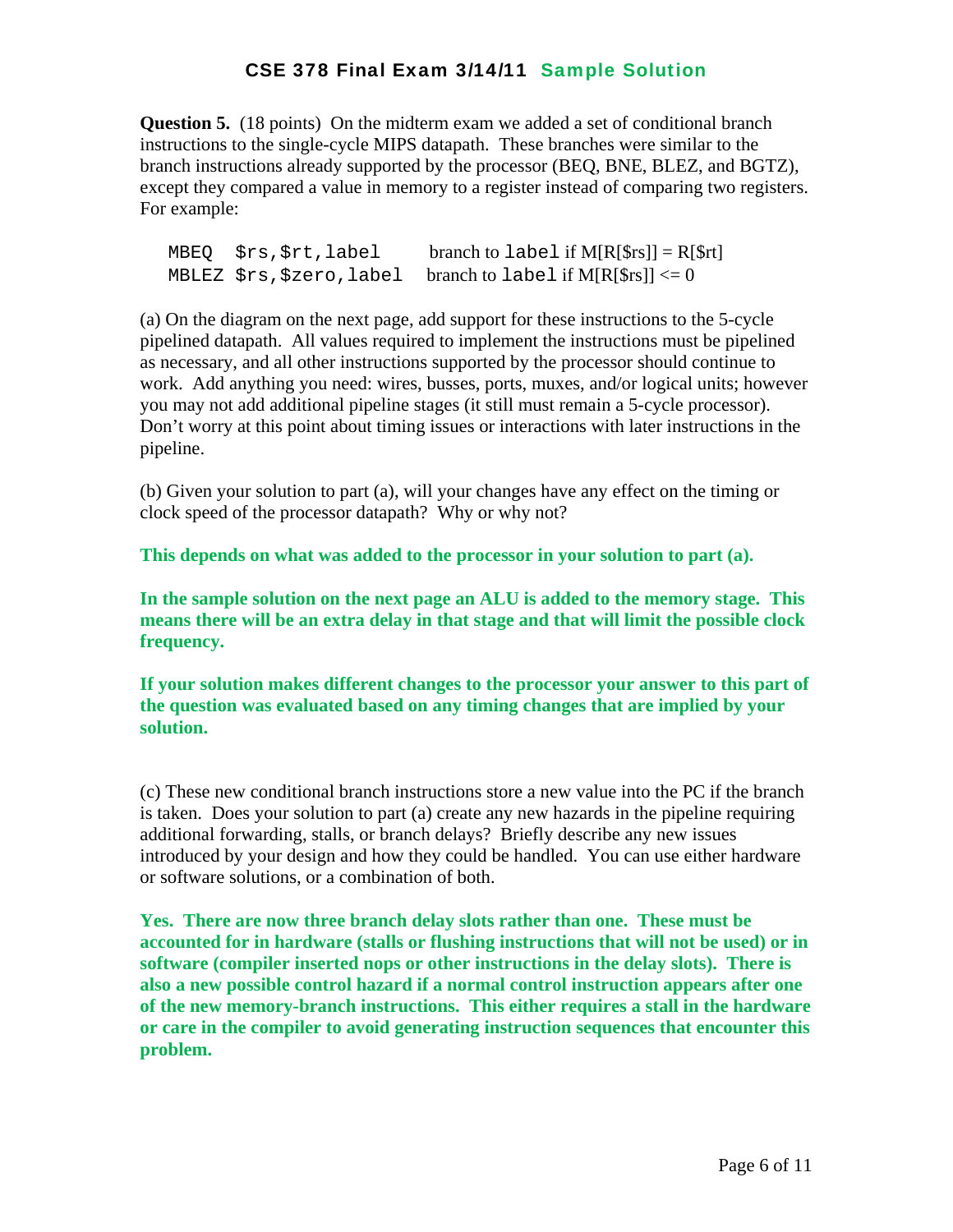## CSE 378 Final Exam 3/14/11 Sample Solution

**Question 5.** (18 points) On the midterm exam we added a set of conditional branch instructions to the single-cycle MIPS datapath. These branches were similar to the branch instructions already supported by the processor (BEQ, BNE, BLEZ, and BGTZ), except they compared a value in memory to a register instead of comparing two registers. For example:

```
MBEQ  $rs,$rt,label       branch to label if M[R[$rs]] = R[$rt]
MBLEZ $rs,$zero,label     branch to label if M[R[$rs]] <= 0
```

(a) On the diagram on the next page, add support for these instructions to the 5-cycle pipelined datapath. All values required to implement the instructions must be pipelined as necessary, and all other instructions supported by the processor should continue to work. Add anything you need: wires, busses, ports, muxes, and/or logical units; however you may not add additional pipeline stages (it still must remain a 5-cycle processor). Don't worry at this point about timing issues or interactions with later instructions in the pipeline.

(b) Given your solution to part (a), will your changes have any effect on the timing or clock speed of the processor datapath? Why or why not?

**This depends on what was added to the processor in your solution to part (a).**

**In the sample solution on the next page an ALU is added to the memory stage. This means there will be an extra delay in that stage and that will limit the possible clock frequency.**

**If your solution makes different changes to the processor your answer to this part of the question was evaluated based on any timing changes that are implied by your solution.**

(c) These new conditional branch instructions store a new value into the PC if the branch is taken. Does your solution to part (a) create any new hazards in the pipeline requiring additional forwarding, stalls, or branch delays? Briefly describe any new issues introduced by your design and how they could be handled. You can use either hardware or software solutions, or a combination of both.

**Yes. There are now three branch delay slots rather than one. These must be accounted for in hardware (stalls or flushing instructions that will not be used) or in software (compiler inserted nops or other instructions in the delay slots). There is also a new possible control hazard if a normal control instruction appears after one of the new memory-branch instructions. This either requires a stall in the hardware or care in the compiler to avoid generating instruction sequences that encounter this problem.**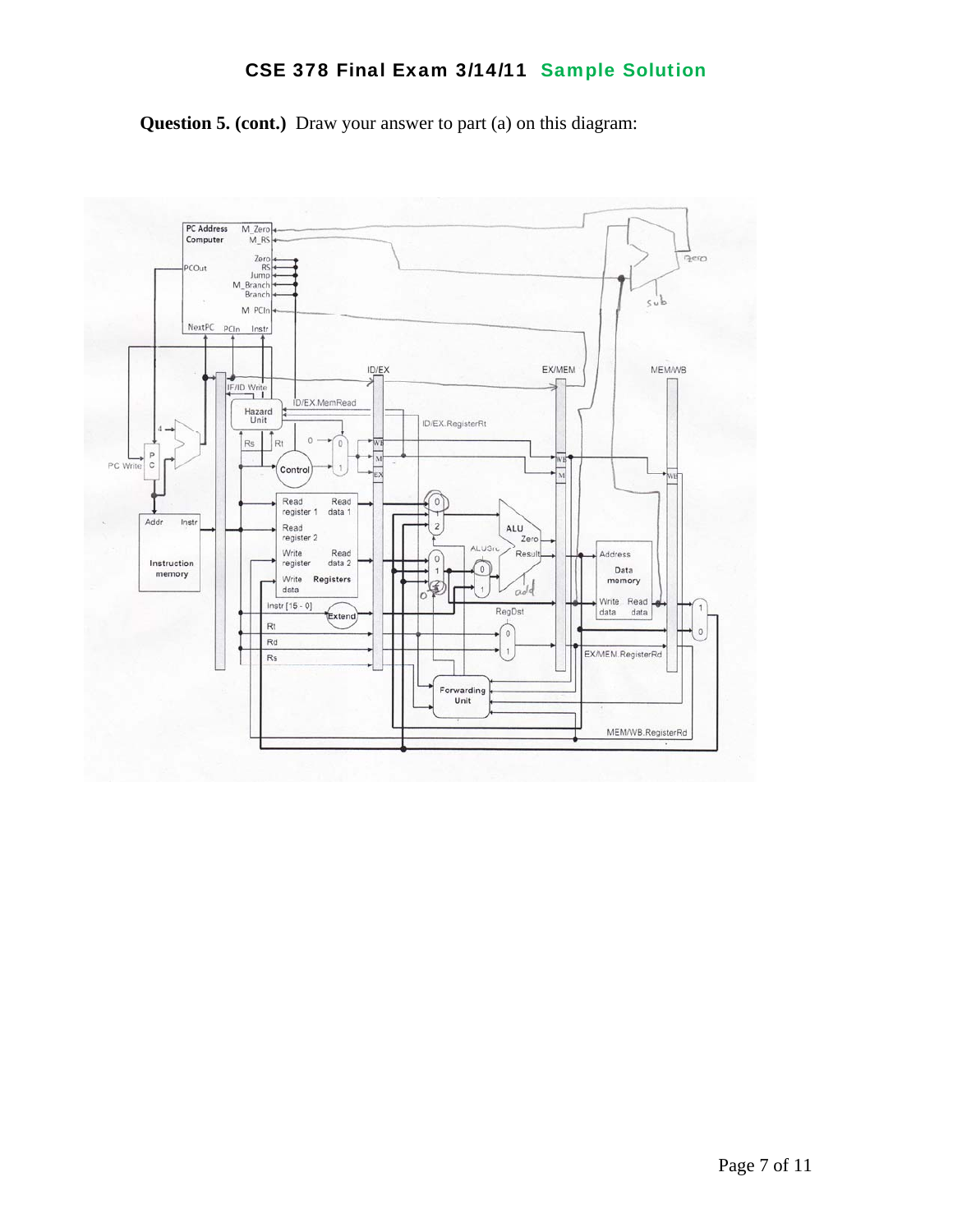# CSE 378 Final Exam 3/14/11 Sample Solution

**Question 5. (cont.)** Draw your answer to part (a) on this diagram: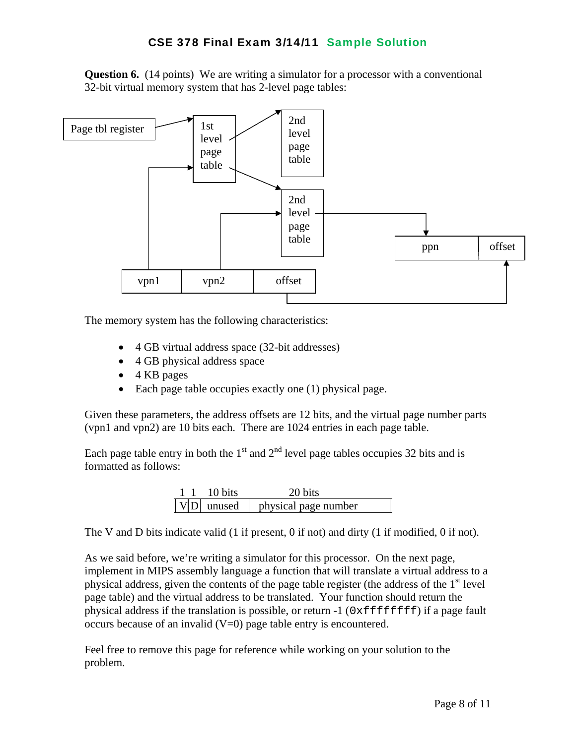**Question 6.** (14 points) We are writing a simulator for a processor with a conventional 32-bit virtual memory system that has 2-level page tables:

The memory system has the following characteristics:

- 4 GB virtual address space (32-bit addresses)
- 4 GB physical address space
- 4 KB pages
- Each page table occupies exactly one (1) physical page.

Given these parameters, the address offsets are 12 bits, and the virtual page number parts (vpn1 and vpn2) are 10 bits each. There are 1024 entries in each page table.

Each page table entry in both the 1st and 2nd level page tables occupies 32 bits and is formatted as follows:

| 1 | 1 | 10 bits | 20 bits |
|---|---|---|---|
| V | D | unused | physical page number |

The V and D bits indicate valid (1 if present, 0 if not) and dirty (1 if modified, 0 if not).

As we said before, we're writing a simulator for this processor. On the next page, implement in MIPS assembly language a function that will translate a virtual address to a physical address, given the contents of the page table register (the address of the 1st level page table) and the virtual address to be translated. Your function should return the physical address if the translation is possible, or return -1 (`0xffffffff`) if a page fault occurs because of an invalid (V=0) page table entry is encountered.

Feel free to remove this page for reference while working on your solution to the problem.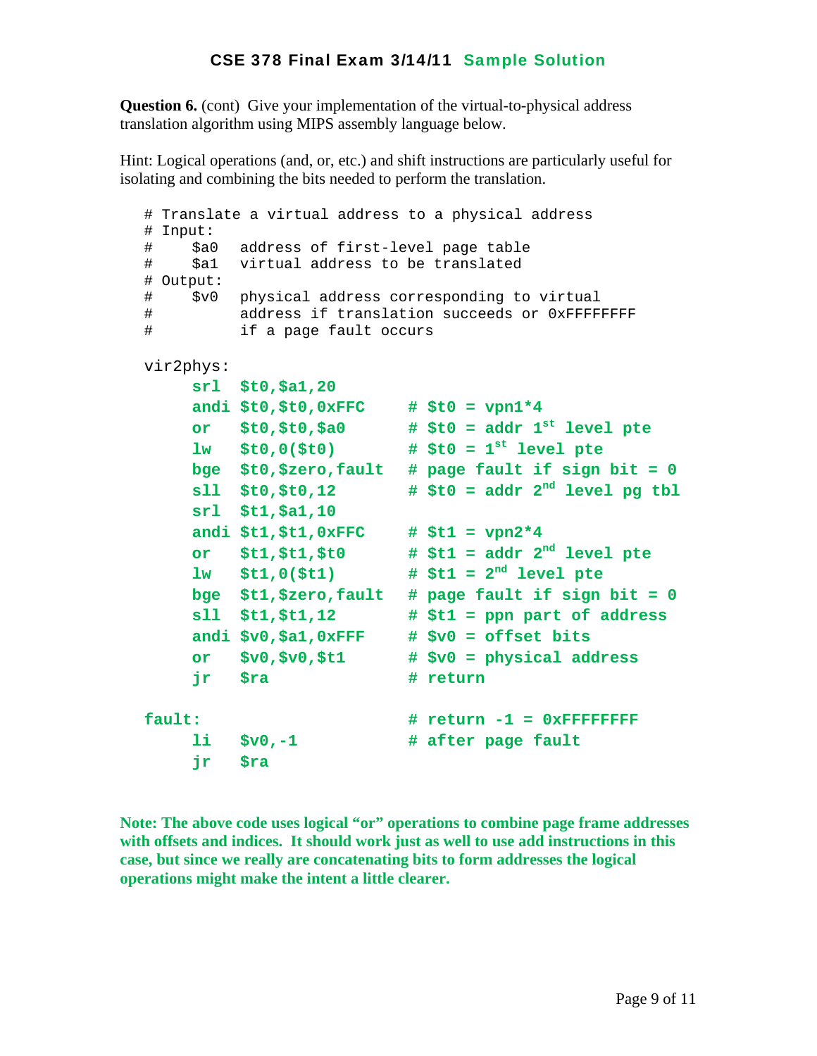## CSE 378 Final Exam 3/14/11 Sample Solution

**Question 6.** (cont) Give your implementation of the virtual-to-physical address translation algorithm using MIPS assembly language below.

Hint: Logical operations (and, or, etc.) and shift instructions are particularly useful for isolating and combining the bits needed to perform the translation.

```
# Translate a virtual address to a physical address
# Input:
#     $a0  address of first-level page table
#     $a1  virtual address to be translated
# Output:
#     $v0  physical address corresponding to virtual
#          address if translation succeeds or 0xFFFFFFFF
#          if a page fault occurs

vir2phys:
     srl  $t0,$a1,20
     andi $t0,$t0,0xFFC     # $t0 = vpn1*4
     or   $t0,$t0,$a0       # $t0 = addr 1st level pte
     lw   $t0,0($t0)        # $t0 = 1st level pte
     bge  $t0,$zero,fault   # page fault if sign bit = 0
     sll  $t0,$t0,12        # $t0 = addr 2nd level pg tbl
     srl  $t1,$a1,10
     andi $t1,$t1,0xFFC     # $t1 = vpn2*4
     or   $t1,$t1,$t0       # $t1 = addr 2nd level pte
     lw   $t1,0($t1)        # $t1 = 2nd level pte
     bge  $t1,$zero,fault   # page fault if sign bit = 0
     sll  $t1,$t1,12        # $t1 = ppn part of address
     andi $v0,$a1,0xFFF     # $v0 = offset bits
     or   $v0,$v0,$t1       # $v0 = physical address
     jr   $ra               # return

fault:                      # return -1 = 0xFFFFFFFF
     li   $v0,-1            # after page fault
     jr   $ra
```

**Note: The above code uses logical "or" operations to combine page frame addresses with offsets and indices. It should work just as well to use add instructions in this case, but since we really are concatenating bits to form addresses the logical operations might make the intent a little clearer.**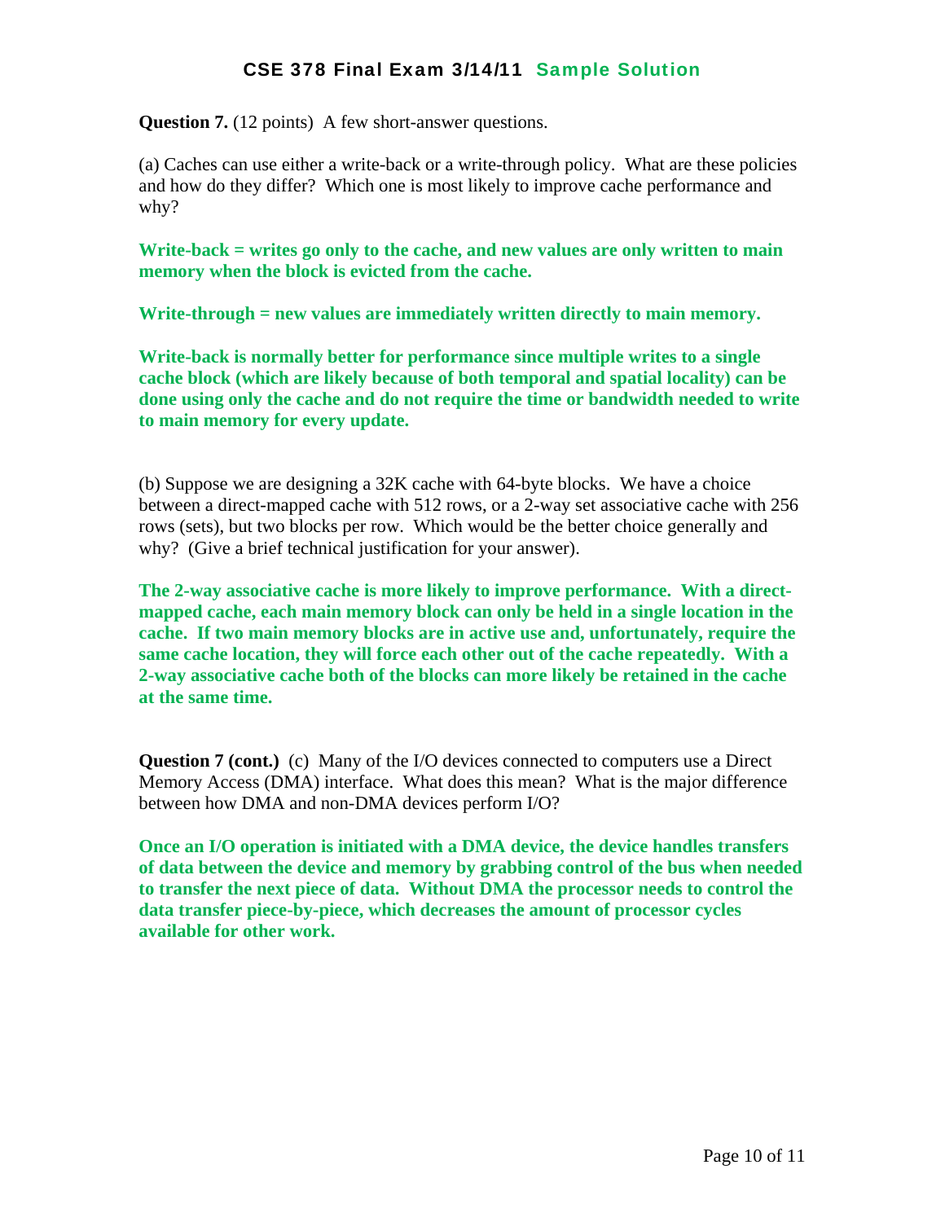**Question 7.** (12 points) A few short-answer questions.

(a) Caches can use either a write-back or a write-through policy. What are these policies and how do they differ? Which one is most likely to improve cache performance and why?

**Write-back = writes go only to the cache, and new values are only written to main memory when the block is evicted from the cache.**

**Write-through = new values are immediately written directly to main memory.**

**Write-back is normally better for performance since multiple writes to a single cache block (which are likely because of both temporal and spatial locality) can be done using only the cache and do not require the time or bandwidth needed to write to main memory for every update.**

(b) Suppose we are designing a 32K cache with 64-byte blocks. We have a choice between a direct-mapped cache with 512 rows, or a 2-way set associative cache with 256 rows (sets), but two blocks per row. Which would be the better choice generally and why? (Give a brief technical justification for your answer).

**The 2-way associative cache is more likely to improve performance. With a direct-mapped cache, each main memory block can only be held in a single location in the cache. If two main memory blocks are in active use and, unfortunately, require the same cache location, they will force each other out of the cache repeatedly. With a 2-way associative cache both of the blocks can more likely be retained in the cache at the same time.**

**Question 7 (cont.)** (c) Many of the I/O devices connected to computers use a Direct Memory Access (DMA) interface. What does this mean? What is the major difference between how DMA and non-DMA devices perform I/O?

**Once an I/O operation is initiated with a DMA device, the device handles transfers of data between the device and memory by grabbing control of the bus when needed to transfer the next piece of data. Without DMA the processor needs to control the data transfer piece-by-piece, which decreases the amount of processor cycles available for other work.**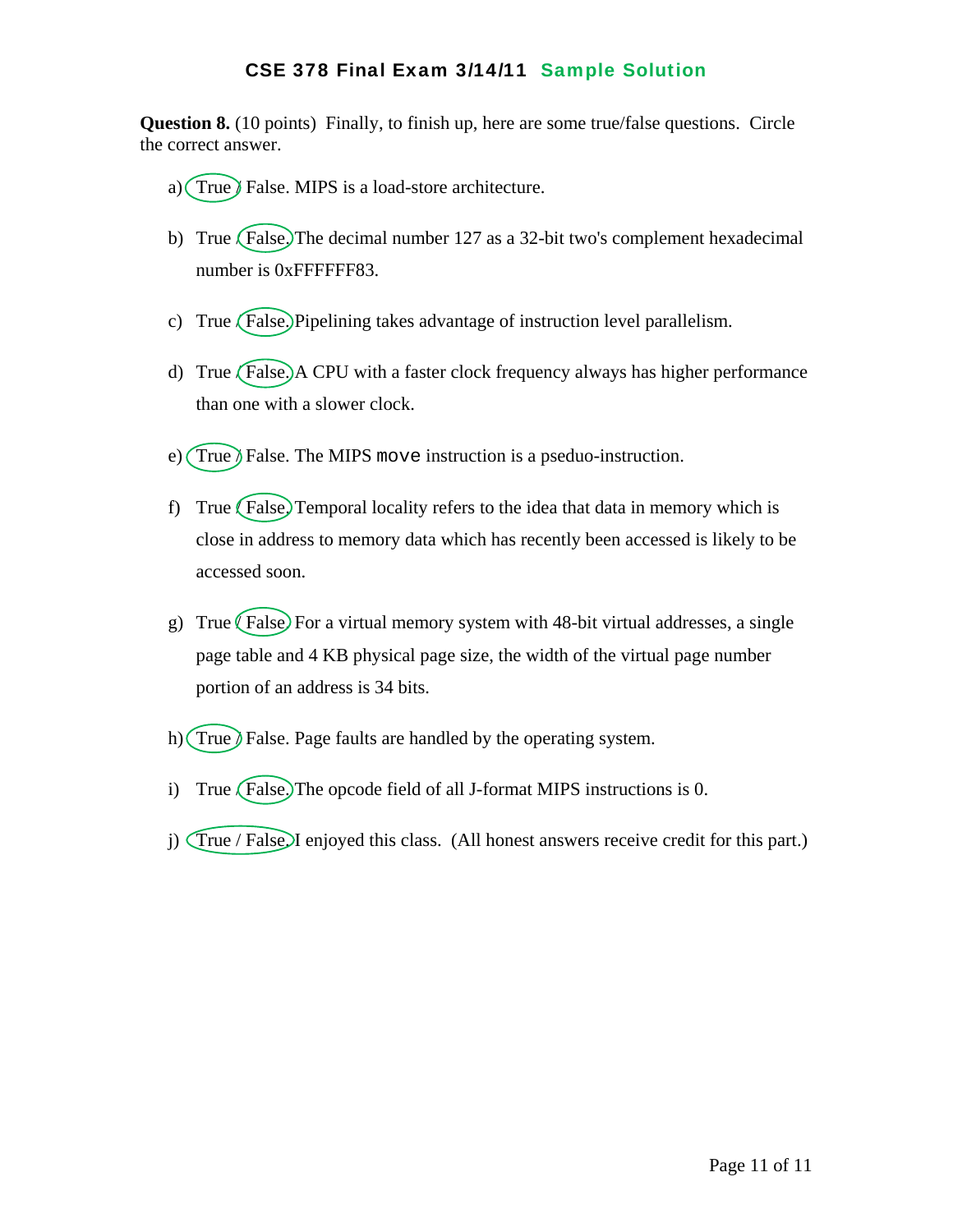## CSE 378 Final Exam 3/14/11 Sample Solution

**Question 8.** (10 points) Finally, to finish up, here are some true/false questions. Circle the correct answer.

a) **(True)** / False. MIPS is a load-store architecture.

b) True / **(False.)** The decimal number 127 as a 32-bit two's complement hexadecimal number is 0xFFFFFF83.

c) True / **(False.)** Pipelining takes advantage of instruction level parallelism.

d) True / **(False.)** A CPU with a faster clock frequency always has higher performance than one with a slower clock.

e) **(True)** / False. The MIPS `move` instruction is a pseudo-instruction.

f) True / **(False.)** Temporal locality refers to the idea that data in memory which is close in address to memory data which has recently been accessed is likely to be accessed soon.

g) True / **(False)** For a virtual memory system with 48-bit virtual addresses, a single page table and 4 KB physical page size, the width of the virtual page number portion of an address is 34 bits.

h) **(True)** / False. Page faults are handled by the operating system.

i) True / **(False.)** The opcode field of all J-format MIPS instructions is 0.

j) **(True / False.)** I enjoyed this class. (All honest answers receive credit for this part.)